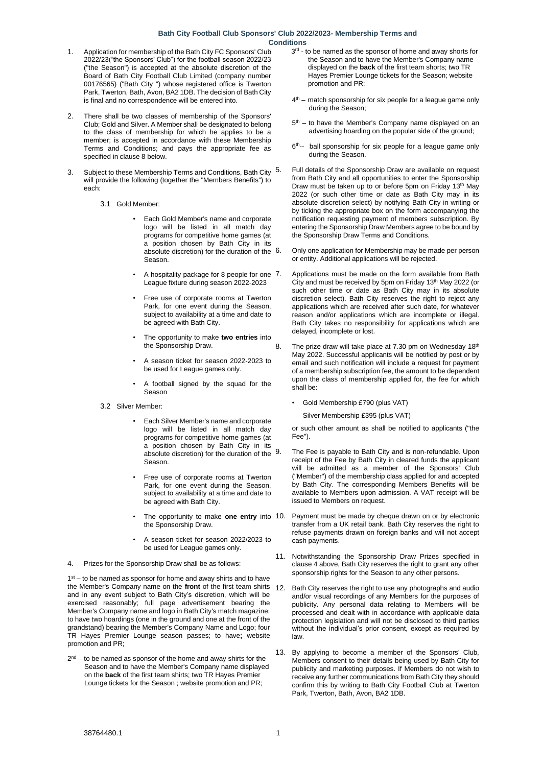# Bath City Football Club Sponsors' Club 2022/2023- Membership Terms and Conditions

1. Application for membership of the Bath City FC Sponsors' Club 2022/23("the Sponsors' Club") for the football season 2022/23 ("the Season") is accepted at the absolute discretion of the Board of Bath City Football Club Limited (company number 00176565) ("Bath City ") whose registered office is Twerton Park, Twerton, Bath, Avon, BA2 1DB. The decision of Bath City is final and no correspondence will be entered into.

2. There shall be two classes of membership of the Sponsors' Club; Gold and Silver. A Member shall be designated to belong to the class of membership for which he applies to be a member; is accepted in accordance with these Membership Terms and Conditions; and pays the appropriate fee as specified in clause 8 below.

3. Subject to these Membership Terms and Conditions, Bath City will provide the following (together the "Members Benefits") to each:

   3.1 Gold Member:

   - Each Gold Member's name and corporate logo will be listed in all match day programs for competitive home games (at a position chosen by Bath City in its absolute discretion) for the duration of the Season.
   - A hospitality package for 8 people for one League fixture during season 2022-2023
   - Free use of corporate rooms at Twerton Park, for one event during the Season, subject to availability at a time and date to be agreed with Bath City.
   - The opportunity to make **two entries** into the Sponsorship Draw.
   - A season ticket for season 2022-2023 to be used for League games only.
   - A football signed by the squad for the Season

   3.2 Silver Member:

   - Each Silver Member's name and corporate logo will be listed in all match day programs for competitive home games (at a position chosen by Bath City in its absolute discretion) for the duration of the Season.
   - Free use of corporate rooms at Twerton Park, for one event during the Season, subject to availability at a time and date to be agreed with Bath City.
   - The opportunity to make **one entry** into the Sponsorship Draw.
   - A season ticket for season 2022/2023 to be used for League games only.

4. Prizes for the Sponsorship Draw shall be as follows:

1st – to be named as sponsor for home and away shirts and to have the Member's Company name on the **front** of the first team shirts and in any event subject to Bath City's discretion, which will be exercised reasonably; full page advertisement bearing the Member's Company name and logo in Bath City's match magazine; to have two hoardings (one in the ground and one at the front of the grandstand) bearing the Member's Company Name and Logo; four TR Hayes Premier Lounge season passes; to have**;** website promotion and PR;

2nd – to be named as sponsor of the home and away shirts for the Season and to have the Member's Company name displayed on the **back** of the first team shirts; two TR Hayes Premier Lounge tickets for the Season ; website promotion and PR;

3rd - to be named as the sponsor of home and away shorts for the Season and to have the Member's Company name displayed on the **back** of the first team shorts; two TR Hayes Premier Lounge tickets for the Season; website promotion and PR;

4th – match sponsorship for six people for a league game only during the Season;

5th – to have the Member's Company name displayed on an advertising hoarding on the popular side of the ground;

6th-- ball sponsorship for six people for a league game only during the Season.

5. Full details of the Sponsorship Draw are available on request from Bath City and all opportunities to enter the Sponsorship Draw must be taken up to or before 5pm on Friday 13th May 2022 (or such other time or date as Bath City may in its absolute discretion select) by notifying Bath City in writing or by ticking the appropriate box on the form accompanying the notification requesting payment of members subscription. By entering the Sponsorship Draw Members agree to be bound by the Sponsorship Draw Terms and Conditions.

6. Only one application for Membership may be made per person or entity. Additional applications will be rejected.

7. Applications must be made on the form available from Bath City and must be received by 5pm on Friday 13th May 2022 (or such other time or date as Bath City may in its absolute discretion select). Bath City reserves the right to reject any applications which are received after such date, for whatever reason and/or applications which are incomplete or illegal. Bath City takes no responsibility for applications which are delayed, incomplete or lost.

8. The prize draw will take place at 7.30 pm on Wednesday 18th May 2022. Successful applicants will be notified by post or by email and such notification will include a request for payment of a membership subscription fee, the amount to be dependent upon the class of membership applied for, the fee for which shall be:

   - Gold Membership £790 (plus VAT)

     Silver Membership £395 (plus VAT)

   or such other amount as shall be notified to applicants ("the Fee").

9. The Fee is payable to Bath City and is non-refundable. Upon receipt of the Fee by Bath City in cleared funds the applicant will be admitted as a member of the Sponsors' Club ("Member") of the membership class applied for and accepted by Bath City. The corresponding Members Benefits will be available to Members upon admission. A VAT receipt will be issued to Members on request.

10. Payment must be made by cheque drawn on or by electronic transfer from a UK retail bank. Bath City reserves the right to refuse payments drawn on foreign banks and will not accept cash payments.

11. Notwithstanding the Sponsorship Draw Prizes specified in clause 4 above, Bath City reserves the right to grant any other sponsorship rights for the Season to any other persons.

12. Bath City reserves the right to use any photographs and audio and/or visual recordings of any Members for the purposes of publicity. Any personal data relating to Members will be processed and dealt with in accordance with applicable data protection legislation and will not be disclosed to third parties without the individual's prior consent, except as required by law.

13. By applying to become a member of the Sponsors' Club, Members consent to their details being used by Bath City for publicity and marketing purposes. If Members do not wish to receive any further communications from Bath City they should confirm this by writing to Bath City Football Club at Twerton Park, Twerton, Bath, Avon, BA2 1DB.

38764480.1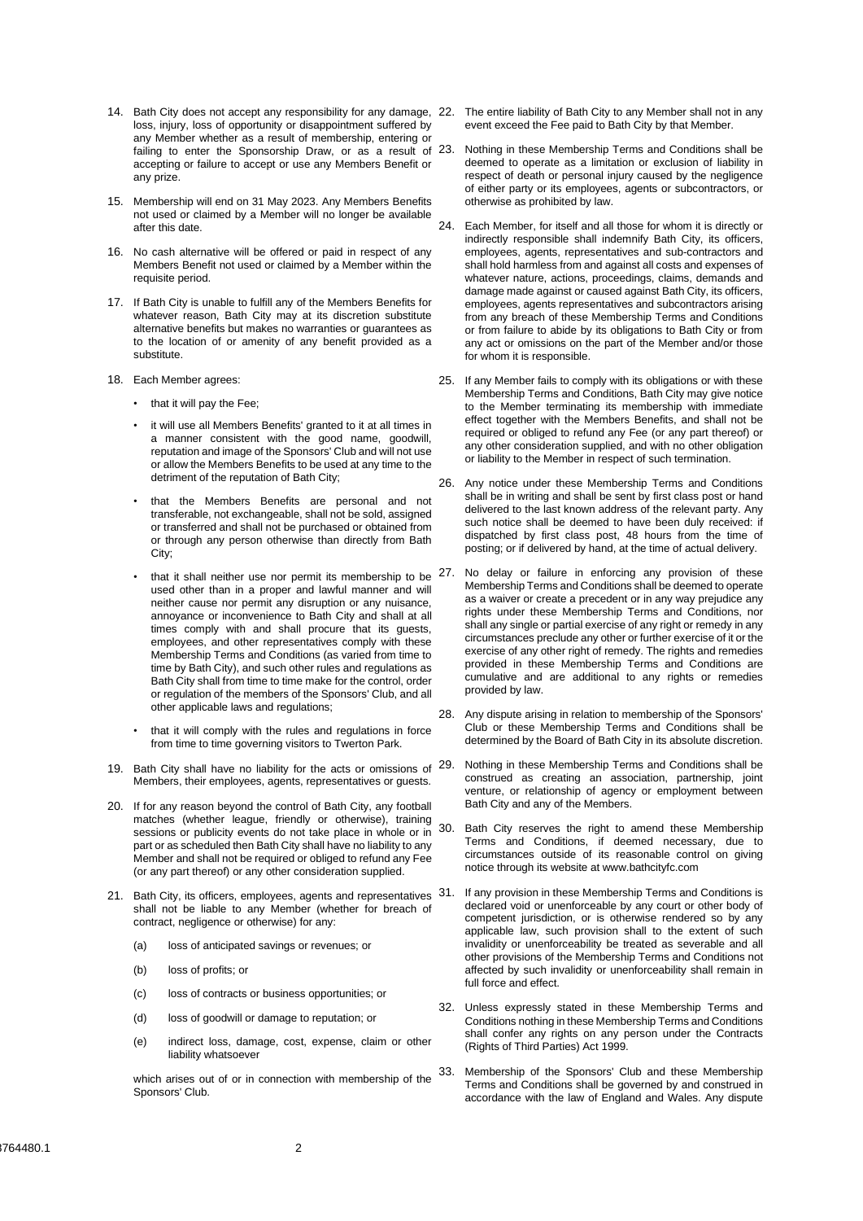14. Bath City does not accept any responsibility for any damage, loss, injury, loss of opportunity or disappointment suffered by any Member whether as a result of membership, entering or failing to enter the Sponsorship Draw, or as a result of accepting or failure to accept or use any Members Benefit or any prize.

15. Membership will end on 31 May 2023. Any Members Benefits not used or claimed by a Member will no longer be available after this date.

16. No cash alternative will be offered or paid in respect of any Members Benefit not used or claimed by a Member within the requisite period.

17. If Bath City is unable to fulfill any of the Members Benefits for whatever reason, Bath City may at its discretion substitute alternative benefits but makes no warranties or guarantees as to the location of or amenity of any benefit provided as a substitute.

18. Each Member agrees:

    - that it will pay the Fee;
    - it will use all Members Benefits' granted to it at all times in a manner consistent with the good name, goodwill, reputation and image of the Sponsors' Club and will not use or allow the Members Benefits to be used at any time to the detriment of the reputation of Bath City;
    - that the Members Benefits are personal and not transferable, not exchangeable, shall not be sold, assigned or transferred and shall not be purchased or obtained from or through any person otherwise than directly from Bath City;
    - that it shall neither use nor permit its membership to be used other than in a proper and lawful manner and will neither cause nor permit any disruption or any nuisance, annoyance or inconvenience to Bath City and shall at all times comply with and shall procure that its guests, employees, and other representatives comply with these Membership Terms and Conditions (as varied from time to time by Bath City), and such other rules and regulations as Bath City shall from time to time make for the control, order or regulation of the members of the Sponsors' Club, and all other applicable laws and regulations;
    - that it will comply with the rules and regulations in force from time to time governing visitors to Twerton Park.

19. Bath City shall have no liability for the acts or omissions of Members, their employees, agents, representatives or guests.

20. If for any reason beyond the control of Bath City, any football matches (whether league, friendly or otherwise), training sessions or publicity events do not take place in whole or in part or as scheduled then Bath City shall have no liability to any Member and shall not be required or obliged to refund any Fee (or any part thereof) or any other consideration supplied.

21. Bath City, its officers, employees, agents and representatives shall not be liable to any Member (whether for breach of contract, negligence or otherwise) for any:

    (a) loss of anticipated savings or revenues; or

    (b) loss of profits; or

    (c) loss of contracts or business opportunities; or

    (d) loss of goodwill or damage to reputation; or

    (e) indirect loss, damage, cost, expense, claim or other liability whatsoever

    which arises out of or in connection with membership of the Sponsors' Club.

22. The entire liability of Bath City to any Member shall not in any event exceed the Fee paid to Bath City by that Member.

23. Nothing in these Membership Terms and Conditions shall be deemed to operate as a limitation or exclusion of liability in respect of death or personal injury caused by the negligence of either party or its employees, agents or subcontractors, or otherwise as prohibited by law.

24. Each Member, for itself and all those for whom it is directly or indirectly responsible shall indemnify Bath City, its officers, employees, agents, representatives and sub-contractors and shall hold harmless from and against all costs and expenses of whatever nature, actions, proceedings, claims, demands and damage made against or caused against Bath City, its officers, employees, agents representatives and subcontractors arising from any breach of these Membership Terms and Conditions or from failure to abide by its obligations to Bath City or from any act or omissions on the part of the Member and/or those for whom it is responsible.

25. If any Member fails to comply with its obligations or with these Membership Terms and Conditions, Bath City may give notice to the Member terminating its membership with immediate effect together with the Members Benefits, and shall not be required or obliged to refund any Fee (or any part thereof) or any other consideration supplied, and with no other obligation or liability to the Member in respect of such termination.

26. Any notice under these Membership Terms and Conditions shall be in writing and shall be sent by first class post or hand delivered to the last known address of the relevant party. Any such notice shall be deemed to have been duly received: if dispatched by first class post, 48 hours from the time of posting; or if delivered by hand, at the time of actual delivery.

27. No delay or failure in enforcing any provision of these Membership Terms and Conditions shall be deemed to operate as a waiver or create a precedent or in any way prejudice any rights under these Membership Terms and Conditions, nor shall any single or partial exercise of any right or remedy in any circumstances preclude any other or further exercise of it or the exercise of any other right of remedy. The rights and remedies provided in these Membership Terms and Conditions are cumulative and are additional to any rights or remedies provided by law.

28. Any dispute arising in relation to membership of the Sponsors' Club or these Membership Terms and Conditions shall be determined by the Board of Bath City in its absolute discretion.

29. Nothing in these Membership Terms and Conditions shall be construed as creating an association, partnership, joint venture, or relationship of agency or employment between Bath City and any of the Members.

30. Bath City reserves the right to amend these Membership Terms and Conditions, if deemed necessary, due to circumstances outside of its reasonable control on giving notice through its website at www.bathcityfc.com

31. If any provision in these Membership Terms and Conditions is declared void or unenforceable by any court or other body of competent jurisdiction, or is otherwise rendered so by any applicable law, such provision shall to the extent of such invalidity or unenforceability be treated as severable and all other provisions of the Membership Terms and Conditions not affected by such invalidity or unenforceability shall remain in full force and effect.

32. Unless expressly stated in these Membership Terms and Conditions nothing in these Membership Terms and Conditions shall confer any rights on any person under the Contracts (Rights of Third Parties) Act 1999.

33. Membership of the Sponsors' Club and these Membership Terms and Conditions shall be governed by and construed in accordance with the law of England and Wales. Any dispute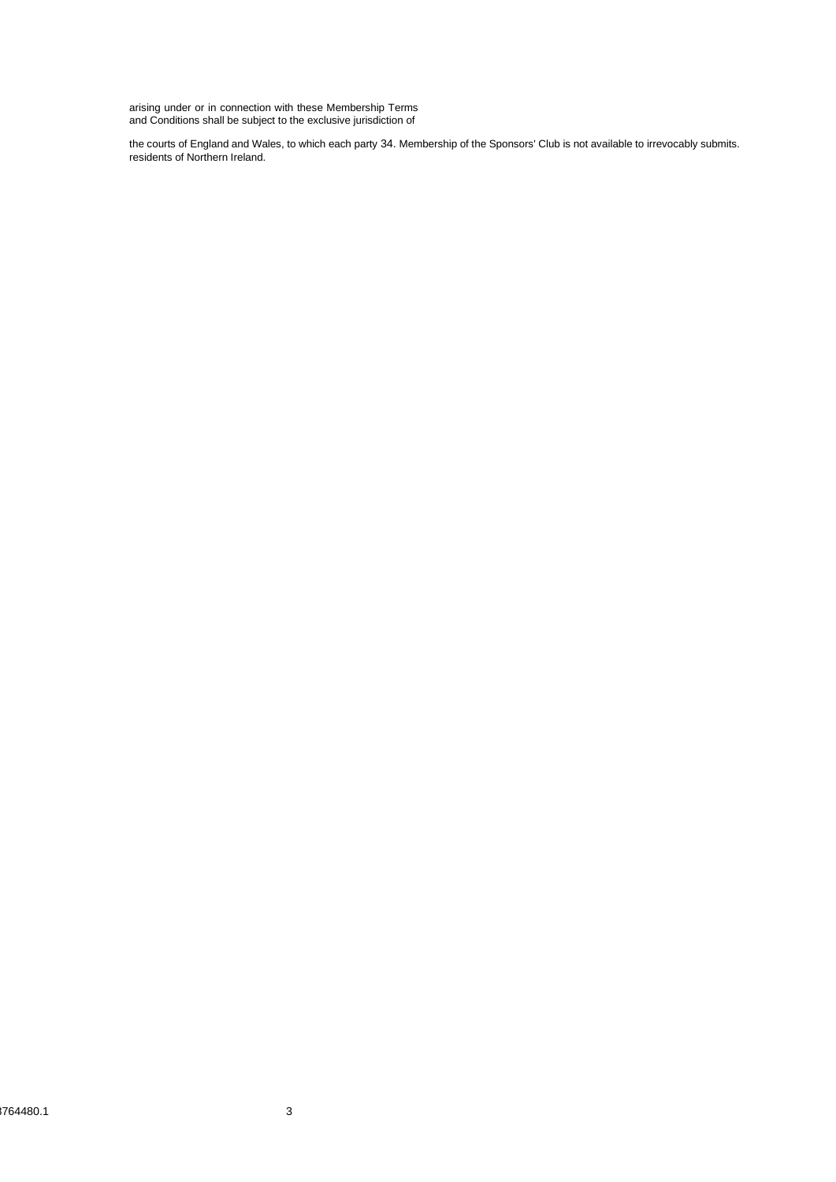arising under or in connection with these Membership Terms and Conditions shall be subject to the exclusive jurisdiction of the courts of England and Wales, to which each party irrevocably submits.

34. Membership of the Sponsors' Club is not available to residents of Northern Ireland.